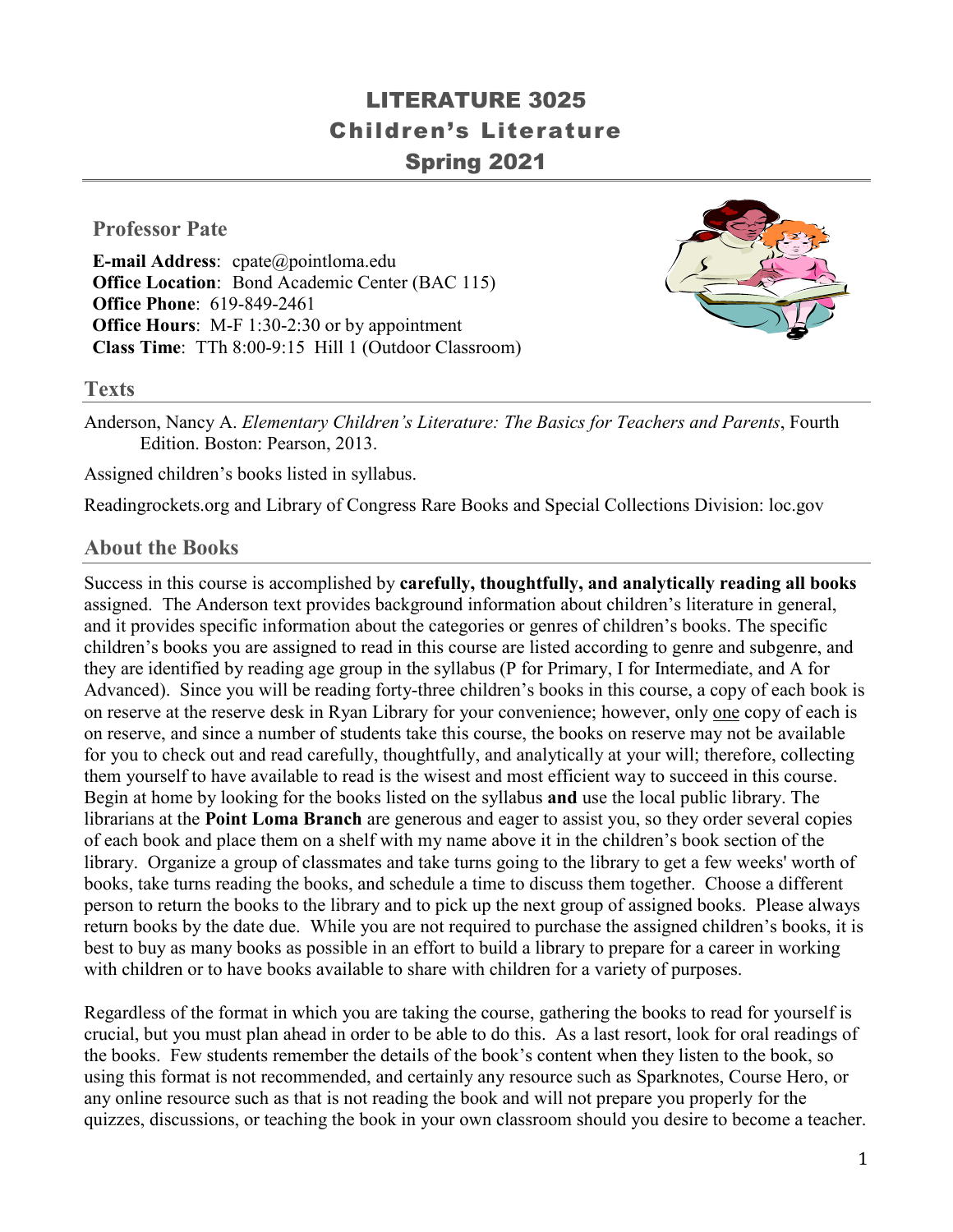# LITERATURE 3025
## Children's Literature
## Spring 2021

### Professor Pate

**E-mail Address**: cpate@pointloma.edu
**Office Location**: Bond Academic Center (BAC 115)
**Office Phone**: 619-849-2461
**Office Hours**: M-F 1:30-2:30 or by appointment
**Class Time**: TTh 8:00-9:15 Hill 1 (Outdoor Classroom)

## Texts

Anderson, Nancy A. *Elementary Children's Literature: The Basics for Teachers and Parents*, Fourth Edition. Boston: Pearson, 2013.

Assigned children's books listed in syllabus.

Readingrockets.org and Library of Congress Rare Books and Special Collections Division: loc.gov

## About the Books

Success in this course is accomplished by **carefully, thoughtfully, and analytically reading all books** assigned. The Anderson text provides background information about children's literature in general, and it provides specific information about the categories or genres of children's books. The specific children's books you are assigned to read in this course are listed according to genre and subgenre, and they are identified by reading age group in the syllabus (P for Primary, I for Intermediate, and A for Advanced). Since you will be reading forty-three children's books in this course, a copy of each book is on reserve at the reserve desk in Ryan Library for your convenience; however, only one copy of each is on reserve, and since a number of students take this course, the books on reserve may not be available for you to check out and read carefully, thoughtfully, and analytically at your will; therefore, collecting them yourself to have available to read is the wisest and most efficient way to succeed in this course. Begin at home by looking for the books listed on the syllabus **and** use the local public library. The librarians at the **Point Loma Branch** are generous and eager to assist you, so they order several copies of each book and place them on a shelf with my name above it in the children's book section of the library. Organize a group of classmates and take turns going to the library to get a few weeks' worth of books, take turns reading the books, and schedule a time to discuss them together. Choose a different person to return the books to the library and to pick up the next group of assigned books. Please always return books by the date due. While you are not required to purchase the assigned children's books, it is best to buy as many books as possible in an effort to build a library to prepare for a career in working with children or to have books available to share with children for a variety of purposes.

Regardless of the format in which you are taking the course, gathering the books to read for yourself is crucial, but you must plan ahead in order to be able to do this. As a last resort, look for oral readings of the books. Few students remember the details of the book's content when they listen to the book, so using this format is not recommended, and certainly any resource such as Sparknotes, Course Hero, or any online resource such as that is not reading the book and will not prepare you properly for the quizzes, discussions, or teaching the book in your own classroom should you desire to become a teacher.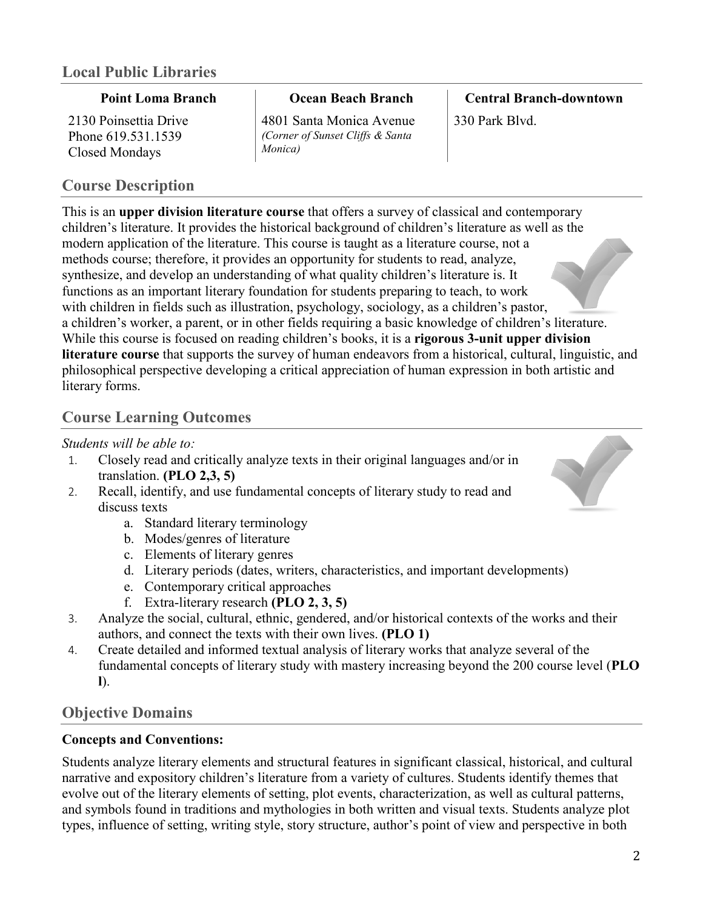## Local Public Libraries

| Point Loma Branch | Ocean Beach Branch | Central Branch-downtown |
|---|---|---|
| 2130 Poinsettia Drive<br>Phone 619.531.1539<br>Closed Mondays | 4801 Santa Monica Avenue<br>*(Corner of Sunset Cliffs & Santa Monica)* | 330 Park Blvd. |

## Course Description

This is an **upper division literature course** that offers a survey of classical and contemporary children's literature. It provides the historical background of children's literature as well as the modern application of the literature. This course is taught as a literature course, not a methods course; therefore, it provides an opportunity for students to read, analyze, synthesize, and develop an understanding of what quality children's literature is. It functions as an important literary foundation for students preparing to teach, to work with children in fields such as illustration, psychology, sociology, as a children's pastor, a children's worker, a parent, or in other fields requiring a basic knowledge of children's literature. While this course is focused on reading children's books, it is a **rigorous 3-unit upper division literature course** that supports the survey of human endeavors from a historical, cultural, linguistic, and philosophical perspective developing a critical appreciation of human expression in both artistic and literary forms.

## Course Learning Outcomes

*Students will be able to:*

1. Closely read and critically analyze texts in their original languages and/or in translation. **(PLO 2,3, 5)**
2. Recall, identify, and use fundamental concepts of literary study to read and discuss texts
    a. Standard literary terminology
    b. Modes/genres of literature
    c. Elements of literary genres
    d. Literary periods (dates, writers, characteristics, and important developments)
    e. Contemporary critical approaches
    f. Extra-literary research **(PLO 2, 3, 5)**
3. Analyze the social, cultural, ethnic, gendered, and/or historical contexts of the works and their authors, and connect the texts with their own lives. **(PLO 1)**
4. Create detailed and informed textual analysis of literary works that analyze several of the fundamental concepts of literary study with mastery increasing beyond the 200 course level (**PLO l**).

## Objective Domains

**Concepts and Conventions:**

Students analyze literary elements and structural features in significant classical, historical, and cultural narrative and expository children's literature from a variety of cultures. Students identify themes that evolve out of the literary elements of setting, plot events, characterization, as well as cultural patterns, and symbols found in traditions and mythologies in both written and visual texts. Students analyze plot types, influence of setting, writing style, story structure, author's point of view and perspective in both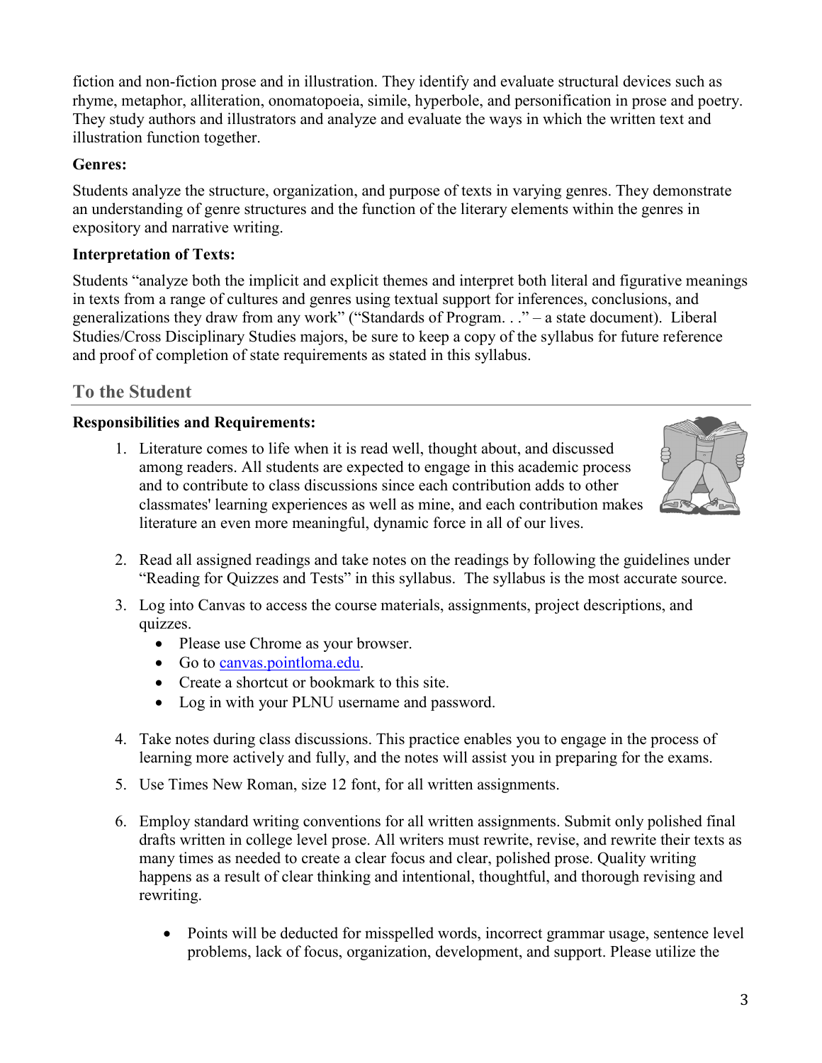fiction and non-fiction prose and in illustration. They identify and evaluate structural devices such as rhyme, metaphor, alliteration, onomatopoeia, simile, hyperbole, and personification in prose and poetry. They study authors and illustrators and analyze and evaluate the ways in which the written text and illustration function together.

**Genres:**

Students analyze the structure, organization, and purpose of texts in varying genres. They demonstrate an understanding of genre structures and the function of the literary elements within the genres in expository and narrative writing.

**Interpretation of Texts:**

Students "analyze both the implicit and explicit themes and interpret both literal and figurative meanings in texts from a range of cultures and genres using textual support for inferences, conclusions, and generalizations they draw from any work" ("Standards of Program. . ." – a state document). Liberal Studies/Cross Disciplinary Studies majors, be sure to keep a copy of the syllabus for future reference and proof of completion of state requirements as stated in this syllabus.

## To the Student

**Responsibilities and Requirements:**

1. Literature comes to life when it is read well, thought about, and discussed among readers. All students are expected to engage in this academic process and to contribute to class discussions since each contribution adds to other classmates' learning experiences as well as mine, and each contribution makes literature an even more meaningful, dynamic force in all of our lives.
2. Read all assigned readings and take notes on the readings by following the guidelines under "Reading for Quizzes and Tests" in this syllabus. The syllabus is the most accurate source.
3. Log into Canvas to access the course materials, assignments, project descriptions, and quizzes.
   - Please use Chrome as your browser.
   - Go to canvas.pointloma.edu.
   - Create a shortcut or bookmark to this site.
   - Log in with your PLNU username and password.
4. Take notes during class discussions. This practice enables you to engage in the process of learning more actively and fully, and the notes will assist you in preparing for the exams.
5. Use Times New Roman, size 12 font, for all written assignments.
6. Employ standard writing conventions for all written assignments. Submit only polished final drafts written in college level prose. All writers must rewrite, revise, and rewrite their texts as many times as needed to create a clear focus and clear, polished prose. Quality writing happens as a result of clear thinking and intentional, thoughtful, and thorough revising and rewriting.
   - Points will be deducted for misspelled words, incorrect grammar usage, sentence level problems, lack of focus, organization, development, and support. Please utilize the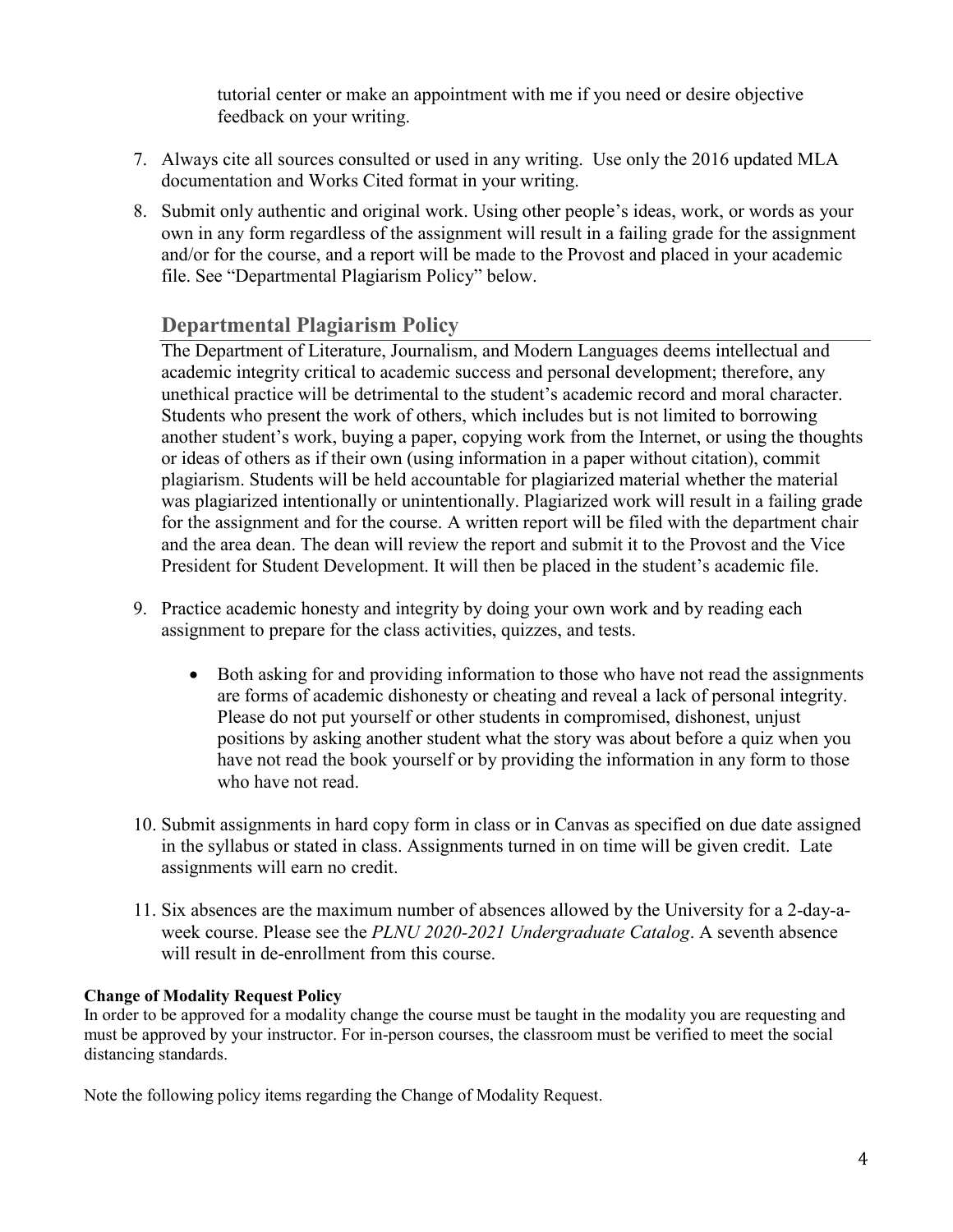tutorial center or make an appointment with me if you need or desire objective feedback on your writing.

7. Always cite all sources consulted or used in any writing. Use only the 2016 updated MLA documentation and Works Cited format in your writing.
8. Submit only authentic and original work. Using other people's ideas, work, or words as your own in any form regardless of the assignment will result in a failing grade for the assignment and/or for the course, and a report will be made to the Provost and placed in your academic file. See "Departmental Plagiarism Policy" below.

## Departmental Plagiarism Policy

The Department of Literature, Journalism, and Modern Languages deems intellectual and academic integrity critical to academic success and personal development; therefore, any unethical practice will be detrimental to the student's academic record and moral character. Students who present the work of others, which includes but is not limited to borrowing another student's work, buying a paper, copying work from the Internet, or using the thoughts or ideas of others as if their own (using information in a paper without citation), commit plagiarism. Students will be held accountable for plagiarized material whether the material was plagiarized intentionally or unintentionally. Plagiarized work will result in a failing grade for the assignment and for the course. A written report will be filed with the department chair and the area dean. The dean will review the report and submit it to the Provost and the Vice President for Student Development. It will then be placed in the student's academic file.

9. Practice academic honesty and integrity by doing your own work and by reading each assignment to prepare for the class activities, quizzes, and tests.
   - Both asking for and providing information to those who have not read the assignments are forms of academic dishonesty or cheating and reveal a lack of personal integrity. Please do not put yourself or other students in compromised, dishonest, unjust positions by asking another student what the story was about before a quiz when you have not read the book yourself or by providing the information in any form to those who have not read.
10. Submit assignments in hard copy form in class or in Canvas as specified on due date assigned in the syllabus or stated in class. Assignments turned in on time will be given credit. Late assignments will earn no credit.
11. Six absences are the maximum number of absences allowed by the University for a 2-day-a-week course. Please see the *PLNU 2020-2021 Undergraduate Catalog*. A seventh absence will result in de-enrollment from this course.

**Change of Modality Request Policy**

In order to be approved for a modality change the course must be taught in the modality you are requesting and must be approved by your instructor. For in-person courses, the classroom must be verified to meet the social distancing standards.

Note the following policy items regarding the Change of Modality Request.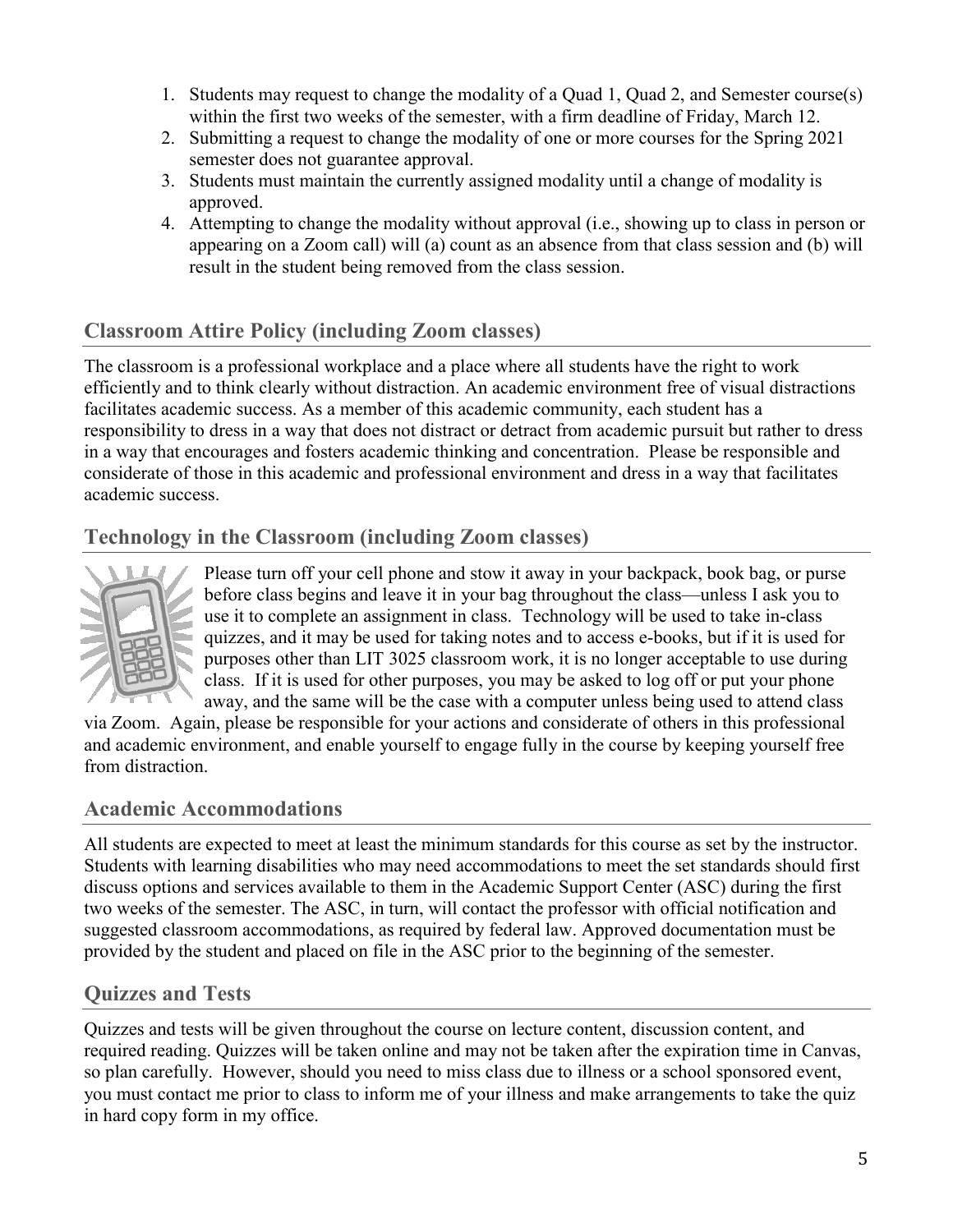1. Students may request to change the modality of a Quad 1, Quad 2, and Semester course(s) within the first two weeks of the semester, with a firm deadline of Friday, March 12.
2. Submitting a request to change the modality of one or more courses for the Spring 2021 semester does not guarantee approval.
3. Students must maintain the currently assigned modality until a change of modality is approved.
4. Attempting to change the modality without approval (i.e., showing up to class in person or appearing on a Zoom call) will (a) count as an absence from that class session and (b) will result in the student being removed from the class session.

## Classroom Attire Policy (including Zoom classes)

The classroom is a professional workplace and a place where all students have the right to work efficiently and to think clearly without distraction. An academic environment free of visual distractions facilitates academic success. As a member of this academic community, each student has a responsibility to dress in a way that does not distract or detract from academic pursuit but rather to dress in a way that encourages and fosters academic thinking and concentration. Please be responsible and considerate of those in this academic and professional environment and dress in a way that facilitates academic success.

## Technology in the Classroom (including Zoom classes)

Please turn off your cell phone and stow it away in your backpack, book bag, or purse before class begins and leave it in your bag throughout the class—unless I ask you to use it to complete an assignment in class. Technology will be used to take in-class quizzes, and it may be used for taking notes and to access e-books, but if it is used for purposes other than LIT 3025 classroom work, it is no longer acceptable to use during class. If it is used for other purposes, you may be asked to log off or put your phone away, and the same will be the case with a computer unless being used to attend class via Zoom. Again, please be responsible for your actions and considerate of others in this professional and academic environment, and enable yourself to engage fully in the course by keeping yourself free from distraction.

## Academic Accommodations

All students are expected to meet at least the minimum standards for this course as set by the instructor. Students with learning disabilities who may need accommodations to meet the set standards should first discuss options and services available to them in the Academic Support Center (ASC) during the first two weeks of the semester. The ASC, in turn, will contact the professor with official notification and suggested classroom accommodations, as required by federal law. Approved documentation must be provided by the student and placed on file in the ASC prior to the beginning of the semester.

## Quizzes and Tests

Quizzes and tests will be given throughout the course on lecture content, discussion content, and required reading. Quizzes will be taken online and may not be taken after the expiration time in Canvas, so plan carefully. However, should you need to miss class due to illness or a school sponsored event, you must contact me prior to class to inform me of your illness and make arrangements to take the quiz in hard copy form in my office.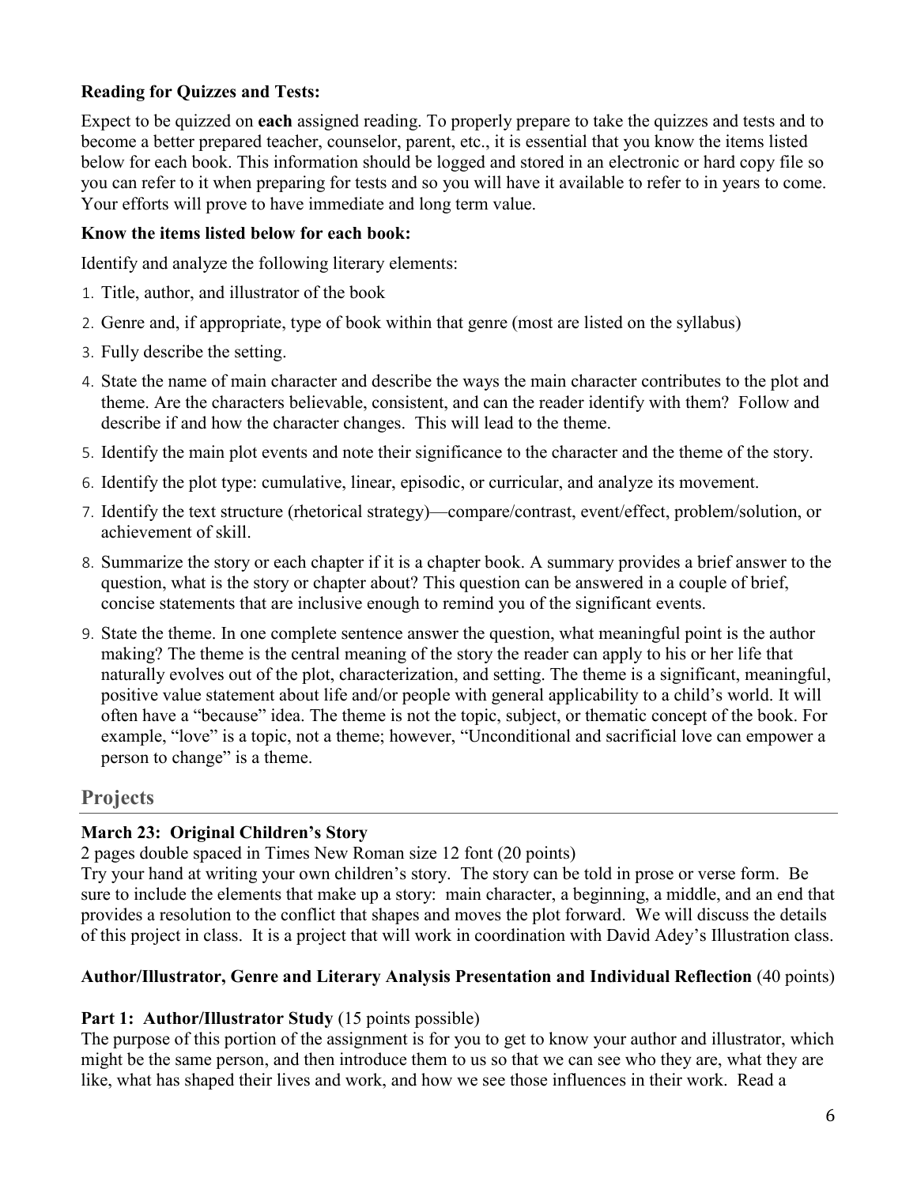**Reading for Quizzes and Tests:**

Expect to be quizzed on **each** assigned reading. To properly prepare to take the quizzes and tests and to become a better prepared teacher, counselor, parent, etc., it is essential that you know the items listed below for each book. This information should be logged and stored in an electronic or hard copy file so you can refer to it when preparing for tests and so you will have it available to refer to in years to come. Your efforts will prove to have immediate and long term value.

**Know the items listed below for each book:**

Identify and analyze the following literary elements:

1. Title, author, and illustrator of the book
2. Genre and, if appropriate, type of book within that genre (most are listed on the syllabus)
3. Fully describe the setting.
4. State the name of main character and describe the ways the main character contributes to the plot and theme. Are the characters believable, consistent, and can the reader identify with them? Follow and describe if and how the character changes. This will lead to the theme.
5. Identify the main plot events and note their significance to the character and the theme of the story.
6. Identify the plot type: cumulative, linear, episodic, or curricular, and analyze its movement.
7. Identify the text structure (rhetorical strategy)—compare/contrast, event/effect, problem/solution, or achievement of skill.
8. Summarize the story or each chapter if it is a chapter book. A summary provides a brief answer to the question, what is the story or chapter about? This question can be answered in a couple of brief, concise statements that are inclusive enough to remind you of the significant events.
9. State the theme. In one complete sentence answer the question, what meaningful point is the author making? The theme is the central meaning of the story the reader can apply to his or her life that naturally evolves out of the plot, characterization, and setting. The theme is a significant, meaningful, positive value statement about life and/or people with general applicability to a child's world. It will often have a "because" idea. The theme is not the topic, subject, or thematic concept of the book. For example, "love" is a topic, not a theme; however, "Unconditional and sacrificial love can empower a person to change" is a theme.

## Projects

**March 23: Original Children's Story**

2 pages double spaced in Times New Roman size 12 font (20 points)

Try your hand at writing your own children's story. The story can be told in prose or verse form. Be sure to include the elements that make up a story: main character, a beginning, a middle, and an end that provides a resolution to the conflict that shapes and moves the plot forward. We will discuss the details of this project in class. It is a project that will work in coordination with David Adey's Illustration class.

**Author/Illustrator, Genre and Literary Analysis Presentation and Individual Reflection** (40 points)

**Part 1: Author/Illustrator Study** (15 points possible)

The purpose of this portion of the assignment is for you to get to know your author and illustrator, which might be the same person, and then introduce them to us so that we can see who they are, what they are like, what has shaped their lives and work, and how we see those influences in their work. Read a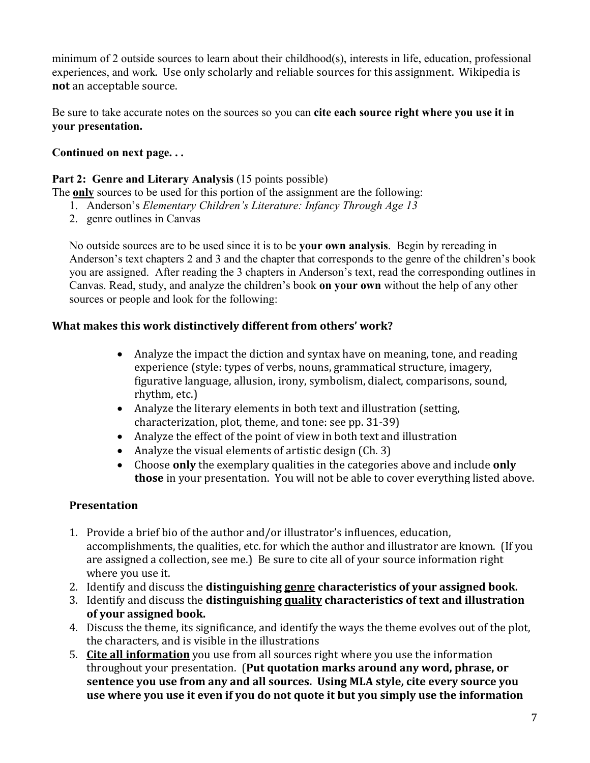minimum of 2 outside sources to learn about their childhood(s), interests in life, education, professional experiences, and work. Use only scholarly and reliable sources for this assignment. Wikipedia is **not** an acceptable source.

Be sure to take accurate notes on the sources so you can **cite each source right where you use it in your presentation.**

**Continued on next page. . .**

**Part 2: Genre and Literary Analysis** (15 points possible)

The **only** sources to be used for this portion of the assignment are the following:

1. Anderson's *Elementary Children's Literature: Infancy Through Age 13*
2. genre outlines in Canvas

No outside sources are to be used since it is to be **your own analysis**. Begin by rereading in Anderson's text chapters 2 and 3 and the chapter that corresponds to the genre of the children's book you are assigned. After reading the 3 chapters in Anderson's text, read the corresponding outlines in Canvas. Read, study, and analyze the children's book **on your own** without the help of any other sources or people and look for the following:

**What makes this work distinctively different from others' work?**

- Analyze the impact the diction and syntax have on meaning, tone, and reading experience (style: types of verbs, nouns, grammatical structure, imagery, figurative language, allusion, irony, symbolism, dialect, comparisons, sound, rhythm, etc.)
- Analyze the literary elements in both text and illustration (setting, characterization, plot, theme, and tone: see pp. 31-39)
- Analyze the effect of the point of view in both text and illustration
- Analyze the visual elements of artistic design (Ch. 3)
- Choose **only** the exemplary qualities in the categories above and include **only those** in your presentation. You will not be able to cover everything listed above.

**Presentation**

1. Provide a brief bio of the author and/or illustrator's influences, education, accomplishments, the qualities, etc. for which the author and illustrator are known. (If you are assigned a collection, see me.) Be sure to cite all of your source information right where you use it.
2. Identify and discuss the **distinguishing genre characteristics of your assigned book.**
3. Identify and discuss the **distinguishing quality characteristics of text and illustration of your assigned book.**
4. Discuss the theme, its significance, and identify the ways the theme evolves out of the plot, the characters, and is visible in the illustrations
5. **Cite all information** you use from all sources right where you use the information throughout your presentation. (**Put quotation marks around any word, phrase, or sentence you use from any and all sources. Using MLA style, cite every source you use where you use it even if you do not quote it but you simply use the information**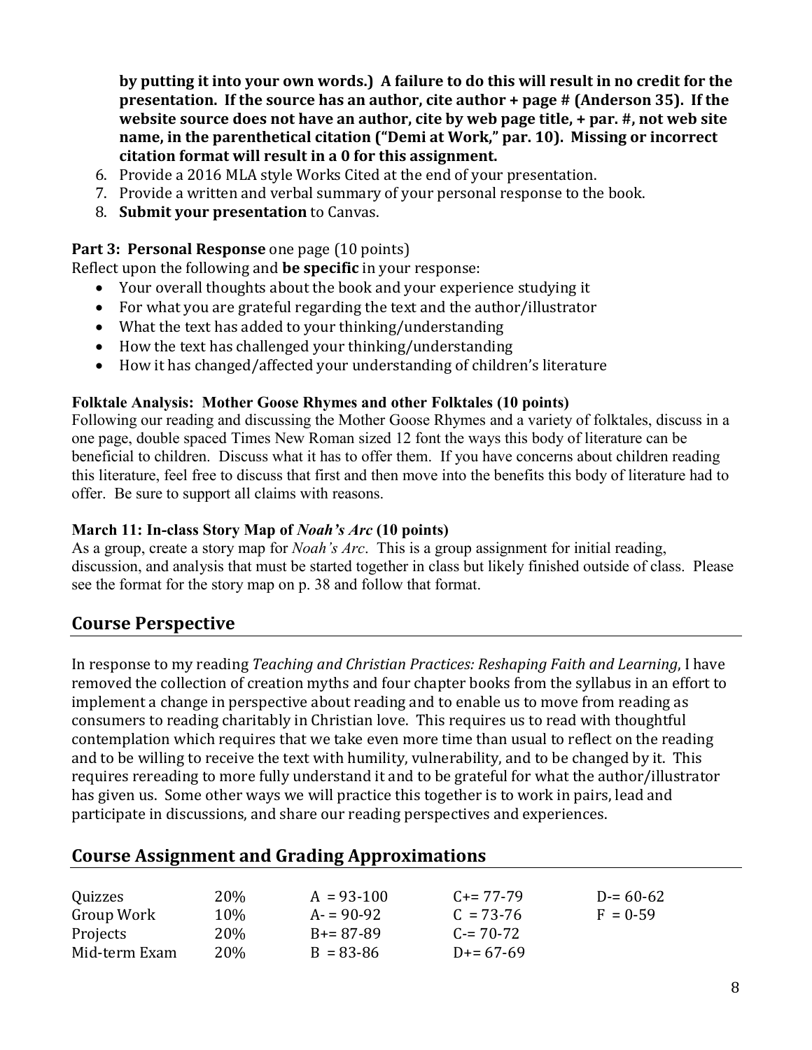**by putting it into your own words.) A failure to do this will result in no credit for the presentation. If the source has an author, cite author + page # (Anderson 35). If the website source does not have an author, cite by web page title, + par. #, not web site name, in the parenthetical citation ("Demi at Work," par. 10). Missing or incorrect citation format will result in a 0 for this assignment.**

6. Provide a 2016 MLA style Works Cited at the end of your presentation.
7. Provide a written and verbal summary of your personal response to the book.
8. **Submit your presentation** to Canvas.

**Part 3: Personal Response** one page (10 points)

Reflect upon the following and **be specific** in your response:

- Your overall thoughts about the book and your experience studying it
- For what you are grateful regarding the text and the author/illustrator
- What the text has added to your thinking/understanding
- How the text has challenged your thinking/understanding
- How it has changed/affected your understanding of children's literature

**Folktale Analysis: Mother Goose Rhymes and other Folktales (10 points)**

Following our reading and discussing the Mother Goose Rhymes and a variety of folktales, discuss in a one page, double spaced Times New Roman sized 12 font the ways this body of literature can be beneficial to children. Discuss what it has to offer them. If you have concerns about children reading this literature, feel free to discuss that first and then move into the benefits this body of literature had to offer. Be sure to support all claims with reasons.

**March 11: In-class Story Map of *Noah's Arc* (10 points)**

As a group, create a story map for *Noah's Arc*. This is a group assignment for initial reading, discussion, and analysis that must be started together in class but likely finished outside of class. Please see the format for the story map on p. 38 and follow that format.

## Course Perspective

In response to my reading *Teaching and Christian Practices: Reshaping Faith and Learning*, I have removed the collection of creation myths and four chapter books from the syllabus in an effort to implement a change in perspective about reading and to enable us to move from reading as consumers to reading charitably in Christian love. This requires us to read with thoughtful contemplation which requires that we take even more time than usual to reflect on the reading and to be willing to receive the text with humility, vulnerability, and to be changed by it. This requires rereading to more fully understand it and to be grateful for what the author/illustrator has given us. Some other ways we will practice this together is to work in pairs, lead and participate in discussions, and share our reading perspectives and experiences.

## Course Assignment and Grading Approximations

| | | | | |
|---|---|---|---|---|
| Quizzes | 20% | A = 93-100 | C+= 77-79 | D-= 60-62 |
| Group Work | 10% | A- = 90-92 | C = 73-76 | F = 0-59 |
| Projects | 20% | B+= 87-89 | C-= 70-72 | |
| Mid-term Exam | 20% | B = 83-86 | D+= 67-69 | |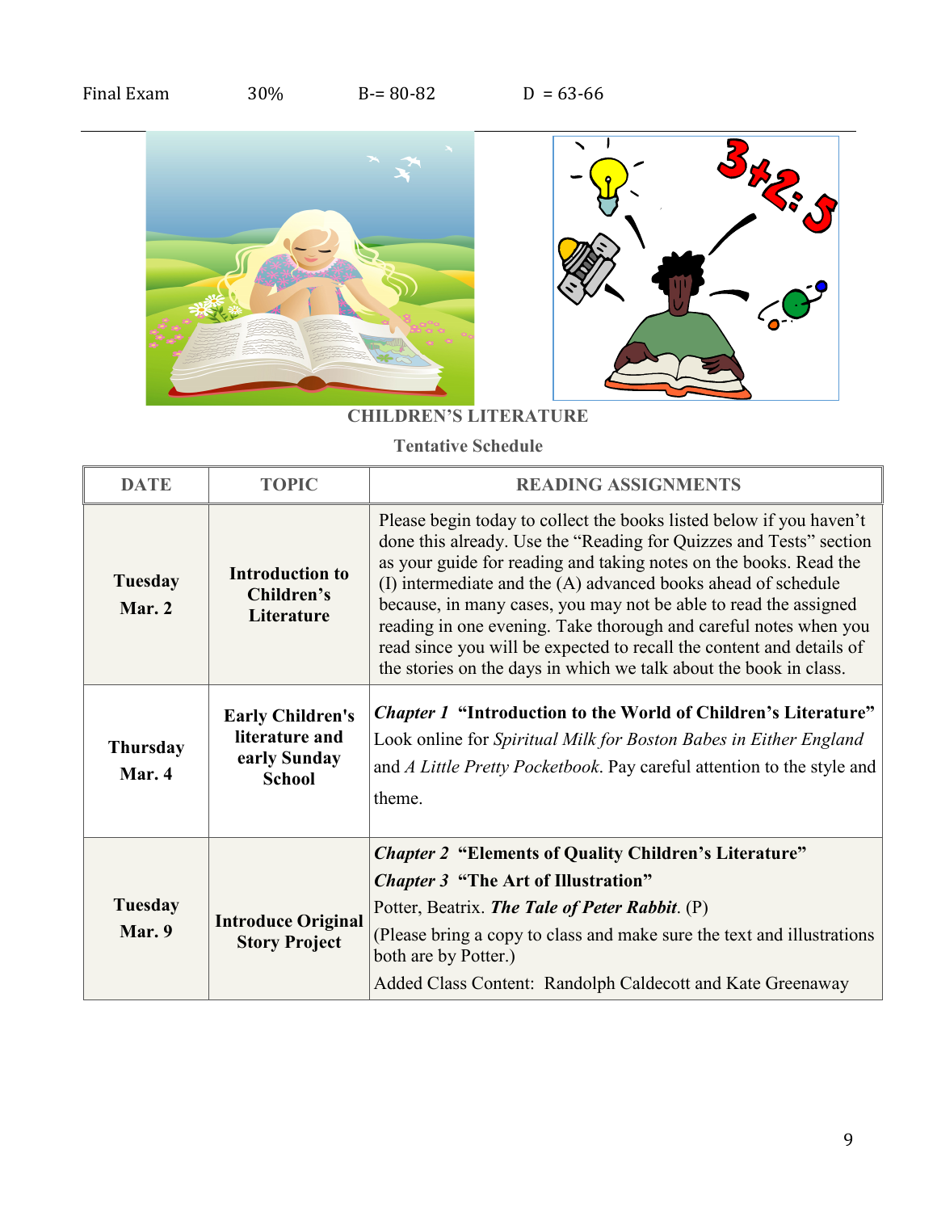Final Exam 30% B-= 80-82 D = 63-66

**CHILDREN'S LITERATURE**

**Tentative Schedule**

| DATE | TOPIC | READING ASSIGNMENTS |
|---|---|---|
| **Tuesday Mar. 2** | **Introduction to Children's Literature** | Please begin today to collect the books listed below if you haven't done this already. Use the "Reading for Quizzes and Tests" section as your guide for reading and taking notes on the books. Read the (I) intermediate and the (A) advanced books ahead of schedule because, in many cases, you may not be able to read the assigned reading in one evening. Take thorough and careful notes when you read since you will be expected to recall the content and details of the stories on the days in which we talk about the book in class. |
| **Thursday Mar. 4** | **Early Children's literature and early Sunday School** | ***Chapter 1*** **"Introduction to the World of Children's Literature"** Look online for *Spiritual Milk for Boston Babes in Either England* and *A Little Pretty Pocketbook*. Pay careful attention to the style and theme. |
| **Tuesday Mar. 9** | **Introduce Original Story Project** | ***Chapter 2*** **"Elements of Quality Children's Literature"** ***Chapter 3*** **"The Art of Illustration"** Potter, Beatrix. ***The Tale of Peter Rabbit***. (P) (Please bring a copy to class and make sure the text and illustrations both are by Potter.) Added Class Content: Randolph Caldecott and Kate Greenaway |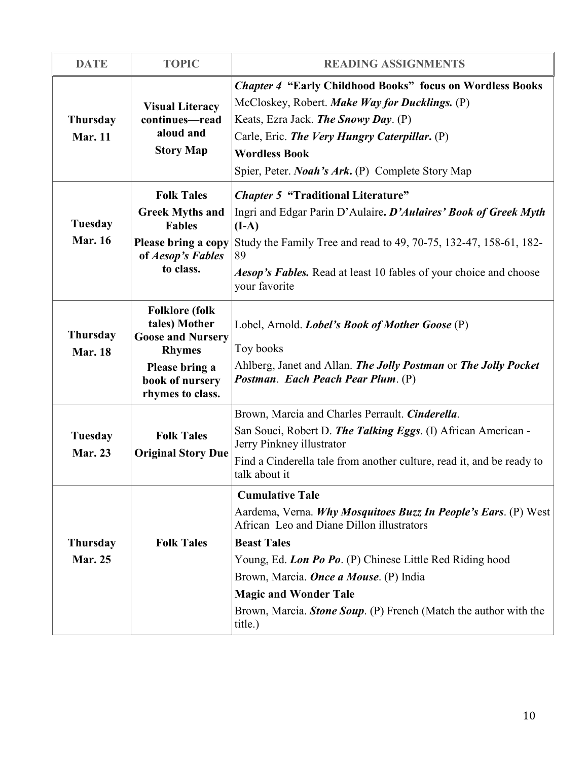| DATE | TOPIC | READING ASSIGNMENTS |
|---|---|---|
| **Thursday Mar. 11** | **Visual Literacy continues—read aloud and Story Map** | ***Chapter 4* "Early Childhood Books" focus on Wordless Books**<br>McCloskey, Robert. ***Make Way for Ducklings.*** (P)<br>Keats, Ezra Jack. ***The Snowy Day***. (P)<br>Carle, Eric. ***The Very Hungry Caterpillar*****.** (P)<br>**Wordless Book**<br>Spier, Peter. ***Noah's Ark*****.** (P) Complete Story Map |
| **Tuesday Mar. 16** | **Folk Tales**<br>**Greek Myths and Fables**<br>**Please bring a copy of *Aesop's Fables* to class.** | ***Chapter 5* "Traditional Literature"**<br>Ingri and Edgar Parin D'Aulaire**. *D'Aulaires' Book of Greek Myth* (I-A)**<br>Study the Family Tree and read to 49, 70-75, 132-47, 158-61, 182-89<br>***Aesop's Fables.*** Read at least 10 fables of your choice and choose your favorite |
| **Thursday Mar. 18** | **Folklore (folk tales) Mother Goose and Nursery Rhymes**<br>**Please bring a book of nursery rhymes to class.** | Lobel, Arnold. ***Lobel's Book of Mother Goose*** (P)<br>Toy books<br>Ahlberg, Janet and Allan. ***The Jolly Postman*** or ***The Jolly Pocket Postman***. ***Each Peach Pear Plum***. (P) |
| **Tuesday Mar. 23** | **Folk Tales**<br>**Original Story Due** | Brown, Marcia and Charles Perrault. ***Cinderella***.<br>San Souci, Robert D. ***The Talking Eggs***. (I) African American - Jerry Pinkney illustrator<br>Find a Cinderella tale from another culture, read it, and be ready to talk about it |
| **Thursday Mar. 25** | **Folk Tales** | **Cumulative Tale**<br>Aardema, Verna. ***Why Mosquitoes Buzz In People's Ears***. (P) West African Leo and Diane Dillon illustrators<br>**Beast Tales**<br>Young, Ed. ***Lon Po Po***. (P) Chinese Little Red Riding hood<br>Brown, Marcia. ***Once a Mouse***. (P) India<br>**Magic and Wonder Tale**<br>Brown, Marcia. ***Stone Soup***. (P) French (Match the author with the title.) |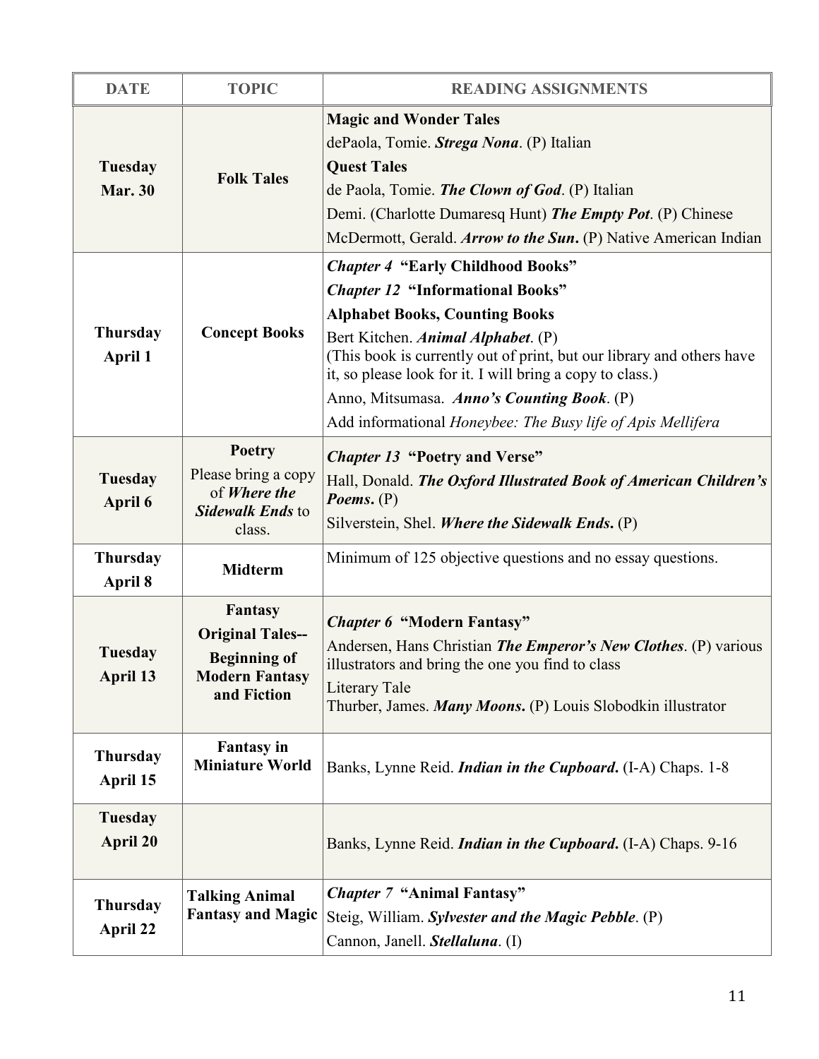| DATE | TOPIC | READING ASSIGNMENTS |
|---|---|---|
| **Tuesday Mar. 30** | **Folk Tales** | **Magic and Wonder Tales**<br>dePaola, Tomie. ***Strega Nona***. (P) Italian<br>**Quest Tales**<br>de Paola, Tomie. ***The Clown of God***. (P) Italian<br>Demi. (Charlotte Dumaresq Hunt) ***The Empty Pot***. (P) Chinese<br>McDermott, Gerald. ***Arrow to the Sun*****.** (P) Native American Indian |
| **Thursday April 1** | **Concept Books** | ***Chapter 4*** **"Early Childhood Books"**<br>***Chapter 12*** **"Informational Books"**<br>**Alphabet Books, Counting Books**<br>Bert Kitchen. ***Animal Alphabet***. (P)<br>(This book is currently out of print, but our library and others have it, so please look for it. I will bring a copy to class.)<br>Anno, Mitsumasa. ***Anno's Counting Book***. (P)<br>Add informational *Honeybee: The Busy life of Apis Mellifera* |
| **Tuesday April 6** | **Poetry**<br>Please bring a copy of ***Where the Sidewalk Ends*** to class. | ***Chapter 13*** **"Poetry and Verse"**<br>Hall, Donald. ***The Oxford Illustrated Book of American Children's Poems*****.** (P)<br>Silverstein, Shel. ***Where the Sidewalk Ends*****.** (P) |
| **Thursday April 8** | **Midterm** | Minimum of 125 objective questions and no essay questions. |
| **Tuesday April 13** | **Fantasy**<br>**Original Tales--**<br>**Beginning of Modern Fantasy and Fiction** | ***Chapter 6*** **"Modern Fantasy"**<br>Andersen, Hans Christian ***The Emperor's New Clothes***. (P) various illustrators and bring the one you find to class<br>Literary Tale<br>Thurber, James. ***Many Moons*****.** (P) Louis Slobodkin illustrator |
| **Thursday April 15** | **Fantasy in Miniature World** | Banks, Lynne Reid. ***Indian in the Cupboard*****.** (I-A) Chaps. 1-8 |
| **Tuesday April 20** | | Banks, Lynne Reid. ***Indian in the Cupboard*****.** (I-A) Chaps. 9-16 |
| **Thursday April 22** | **Talking Animal Fantasy and Magic** | ***Chapter 7*** **"Animal Fantasy"**<br>Steig, William. ***Sylvester and the Magic Pebble***. (P)<br>Cannon, Janell. ***Stellaluna***. (I) |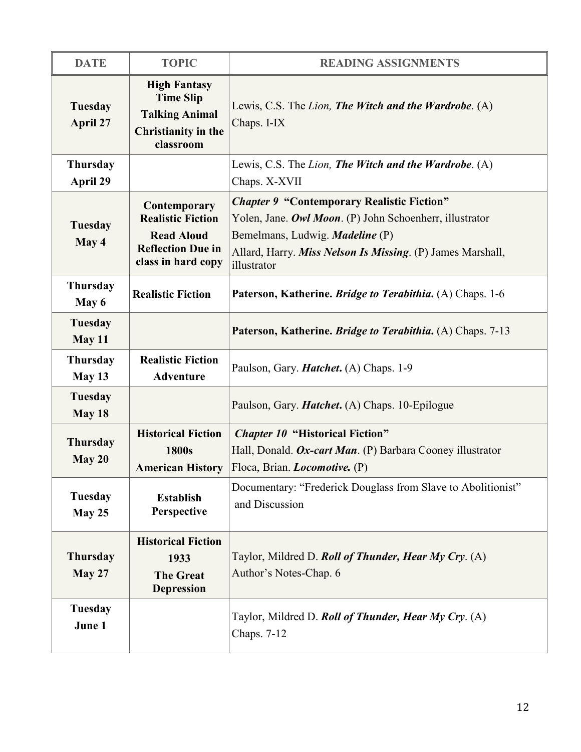| DATE | TOPIC | READING ASSIGNMENTS |
|---|---|---|
| **Tuesday April 27** | **High Fantasy Time Slip Talking Animal Christianity in the classroom** | Lewis, C.S. The *Lion, **The Witch and the Wardrobe***. (A) Chaps. I-IX |
| **Thursday April 29** | | Lewis, C.S. The *Lion, **The Witch and the Wardrobe***. (A) Chaps. X-XVII |
| **Tuesday May 4** | **Contemporary Realistic Fiction** **Read Aloud Reflection Due in class in hard copy** | ***Chapter 9* "Contemporary Realistic Fiction"** Yolen, Jane. ***Owl Moon***. (P) John Schoenherr, illustrator Bemelmans, Ludwig. ***Madeline*** (P) Allard, Harry. ***Miss Nelson Is Missing***. (P) James Marshall, illustrator |
| **Thursday May 6** | **Realistic Fiction** | **Paterson, Katherine. *Bridge to Terabithia*.** (A) Chaps. 1-6 |
| **Tuesday May 11** | | **Paterson, Katherine. *Bridge to Terabithia*.** (A) Chaps. 7-13 |
| **Thursday May 13** | **Realistic Fiction Adventure** | Paulson, Gary. ***Hatchet*.** (A) Chaps. 1-9 |
| **Tuesday May 18** | | Paulson, Gary. ***Hatchet*.** (A) Chaps. 10-Epilogue |
| **Thursday May 20** | **Historical Fiction 1800s American History** | ***Chapter 10* "Historical Fiction"** Hall, Donald. ***Ox-cart Man***. (P) Barbara Cooney illustrator Floca, Brian. ***Locomotive.*** (P) |
| **Tuesday May 25** | **Establish Perspective** | Documentary: "Frederick Douglass from Slave to Abolitionist" and Discussion |
| **Thursday May 27** | **Historical Fiction 1933 The Great Depression** | Taylor, Mildred D. ***Roll of Thunder, Hear My Cry***. (A) Author's Notes-Chap. 6 |
| **Tuesday June 1** | | Taylor, Mildred D. ***Roll of Thunder, Hear My Cry***. (A) Chaps. 7-12 |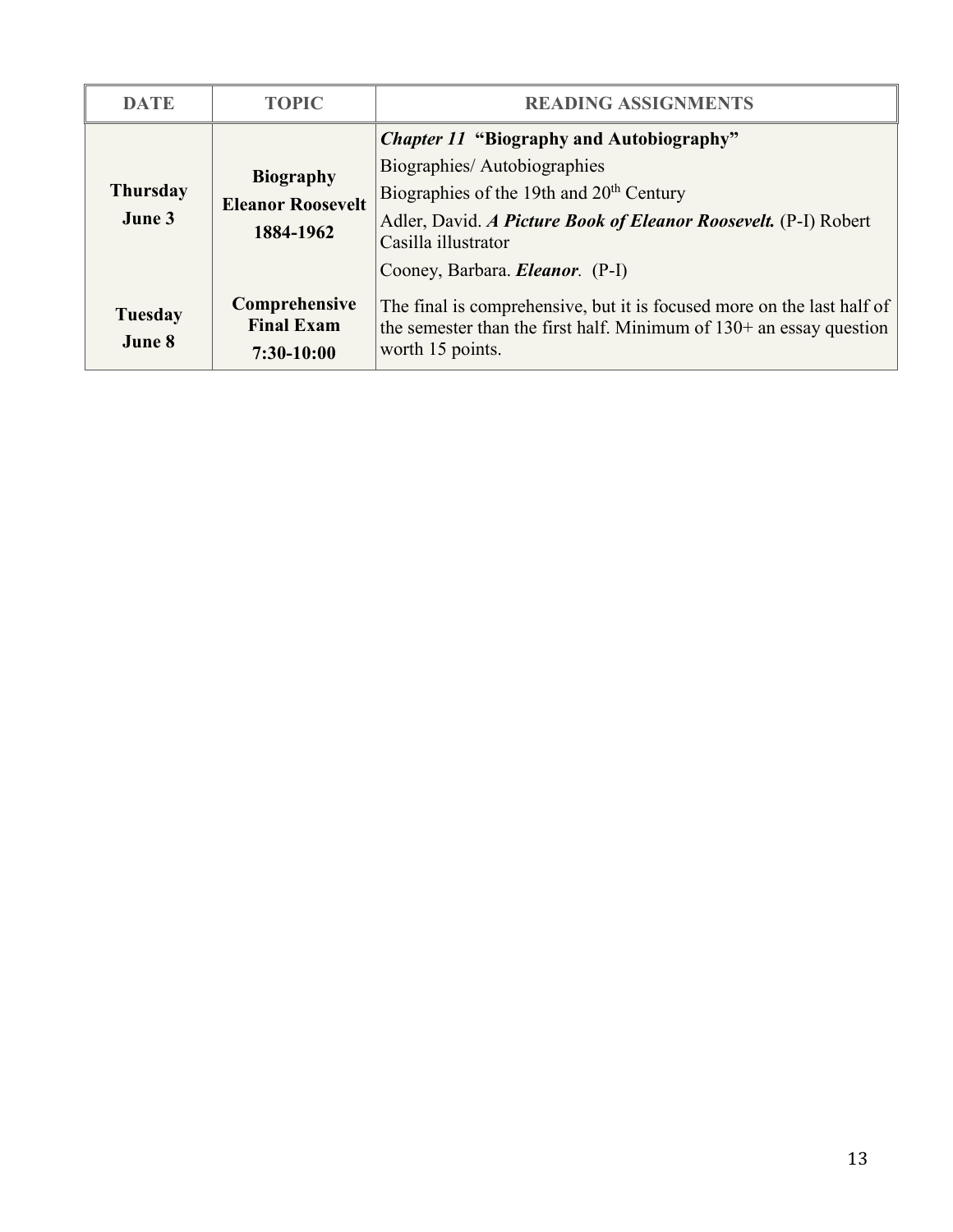| DATE | TOPIC | READING ASSIGNMENTS |
| --- | --- | --- |
| **Thursday June 3** | **Biography Eleanor Roosevelt 1884-1962** | ***Chapter 11* "Biography and Autobiography"** <br> Biographies/ Autobiographies <br> Biographies of the 19th and 20th Century <br> Adler, David. ***A Picture Book of Eleanor Roosevelt.*** (P-I) Robert Casilla illustrator <br> Cooney, Barbara. ***Eleanor*.** (P-I) |
| **Tuesday June 8** | **Comprehensive Final Exam 7:30-10:00** | The final is comprehensive, but it is focused more on the last half of the semester than the first half. Minimum of 130+ an essay question worth 15 points. |